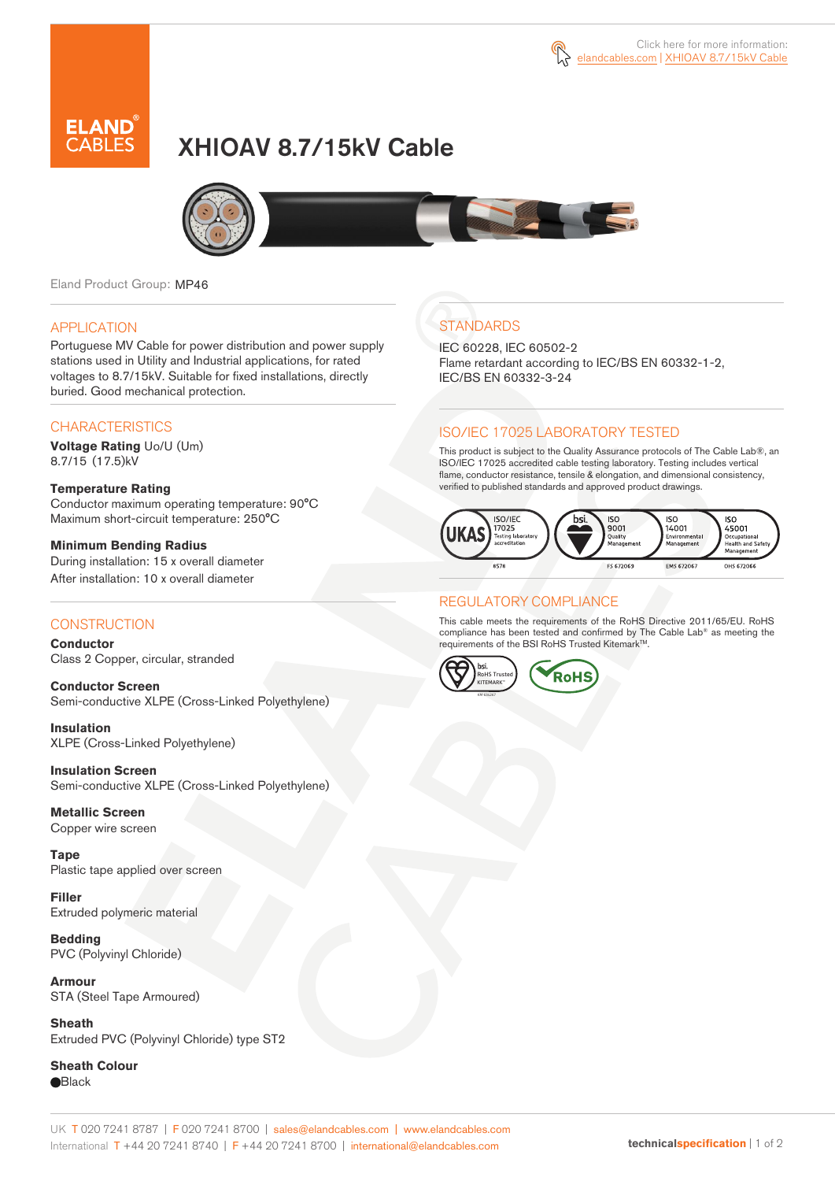Click here for more information: elandcables.com | XHIOAV 8.7/15kV Cable

# XHIOAV 8.7/15kV Cable

Eland Product Group: MP46

## APPLICATION

Portuguese MV Cable for power distribution and power supply stations used in Utility and Industrial applications, for rated voltages to 8.7/15kV. Suitable for fixed installations, directly buried. Good mechanical protection.

## CHARACTERISTICS

**Voltage Rating** Uo/U (Um)
8.7/15 (17.5)kV

**Temperature Rating**
Conductor maximum operating temperature: 90°C
Maximum short-circuit temperature: 250°C

**Minimum Bending Radius**
During installation: 15 x overall diameter
After installation: 10 x overall diameter

## CONSTRUCTION

**Conductor**
Class 2 Copper, circular, stranded

**Conductor Screen**
Semi-conductive XLPE (Cross-Linked Polyethylene)

**Insulation**
XLPE (Cross-Linked Polyethylene)

**Insulation Screen**
Semi-conductive XLPE (Cross-Linked Polyethylene)

**Metallic Screen**
Copper wire screen

**Tape**
Plastic tape applied over screen

**Filler**
Extruded polymeric material

**Bedding**
PVC (Polyvinyl Chloride)

**Armour**
STA (Steel Tape Armoured)

**Sheath**
Extruded PVC (Polyvinyl Chloride) type ST2

**Sheath Colour**
●Black

## STANDARDS

IEC 60228, IEC 60502-2
Flame retardant according to IEC/BS EN 60332-1-2, IEC/BS EN 60332-3-24

## ISO/IEC 17025 LABORATORY TESTED

This product is subject to the Quality Assurance protocols of The Cable Lab®, an ISO/IEC 17025 accredited cable testing laboratory. Testing includes vertical flame, conductor resistance, tensile & elongation, and dimensional consistency, verified to published standards and approved product drawings.

UKAS ISO/IEC 17025 Testing laboratory accreditation 8578 | bsi ISO 9001 Quality Management FS 672069 | ISO 14001 Environmental Management EMS 672067 | ISO 45001 Occupational Health and Safety Management OHS 672066

## REGULATORY COMPLIANCE

This cable meets the requirements of the RoHS Directive 2011/65/EU. RoHS compliance has been tested and confirmed by The Cable Lab® as meeting the requirements of the BSI RoHS Trusted Kitemark™.

bsi RoHS Trusted KITEMARK™ | RoHS

UK T 020 7241 8787 | F 020 7241 8700 | sales@elandcables.com | www.elandcables.com
International T +44 20 7241 8740 | F +44 20 7241 8700 | international@elandcables.com

technicalspecification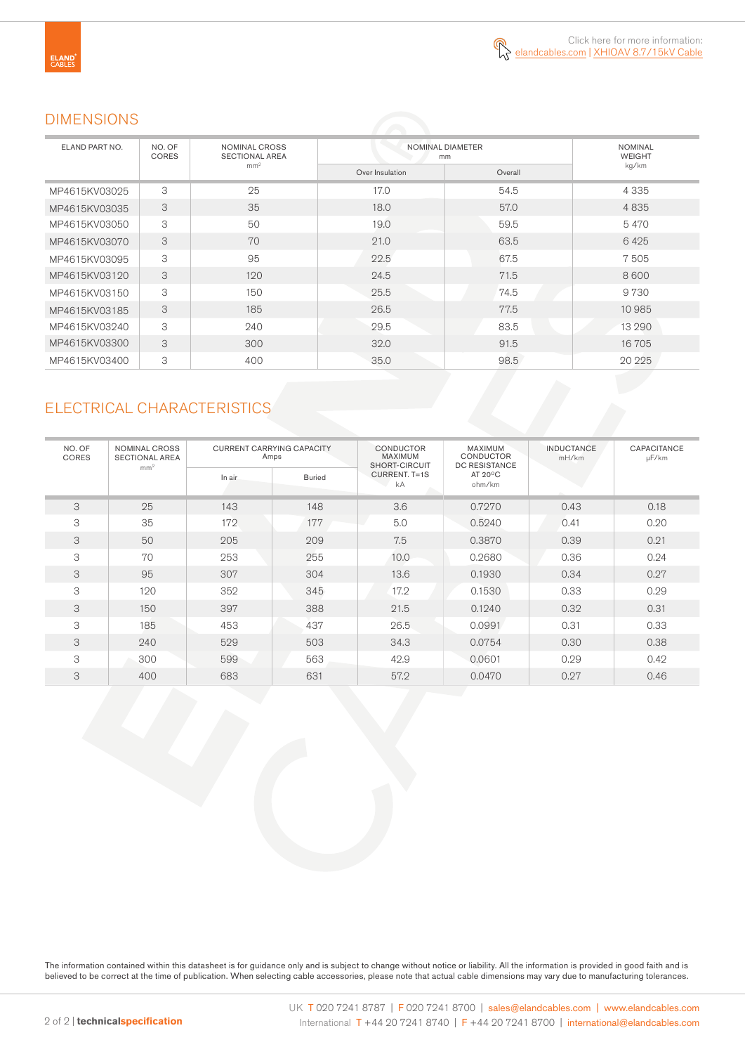Click here for more information:
elandcables.com | XHIOAV 8.7/15kV Cable

## DIMENSIONS

| ELAND PART NO. | NO. OF CORES | NOMINAL CROSS SECTIONAL AREA mm² | NOMINAL DIAMETER mm | | NOMINAL WEIGHT kg/km |
|---|---|---|---|---|---|
| | | | Over Insulation | Overall | |
| MP4615KV03025 | 3 | 25 | 17.0 | 54.5 | 4 335 |
| MP4615KV03035 | 3 | 35 | 18.0 | 57.0 | 4 835 |
| MP4615KV03050 | 3 | 50 | 19.0 | 59.5 | 5 470 |
| MP4615KV03070 | 3 | 70 | 21.0 | 63.5 | 6 425 |
| MP4615KV03095 | 3 | 95 | 22.5 | 67.5 | 7 505 |
| MP4615KV03120 | 3 | 120 | 24.5 | 71.5 | 8 600 |
| MP4615KV03150 | 3 | 150 | 25.5 | 74.5 | 9 730 |
| MP4615KV03185 | 3 | 185 | 26.5 | 77.5 | 10 985 |
| MP4615KV03240 | 3 | 240 | 29.5 | 83.5 | 13 290 |
| MP4615KV03300 | 3 | 300 | 32.0 | 91.5 | 16 705 |
| MP4615KV03400 | 3 | 400 | 35.0 | 98.5 | 20 225 |

## ELECTRICAL CHARACTERISTICS

| NO. OF CORES | NOMINAL CROSS SECTIONAL AREA mm² | CURRENT CARRYING CAPACITY Amps | | CONDUCTOR MAXIMUM SHORT-CIRCUIT CURRENT. T=1S kA | MAXIMUM CONDUCTOR DC RESISTANCE AT 20°C ohm/km | INDUCTANCE mH/km | CAPACITANCE µF/km |
|---|---|---|---|---|---|---|---|
| | | In air | Buried | | | | |
| 3 | 25 | 143 | 148 | 3.6 | 0.7270 | 0.43 | 0.18 |
| 3 | 35 | 172 | 177 | 5.0 | 0.5240 | 0.41 | 0.20 |
| 3 | 50 | 205 | 209 | 7.5 | 0.3870 | 0.39 | 0.21 |
| 3 | 70 | 253 | 255 | 10.0 | 0.2680 | 0.36 | 0.24 |
| 3 | 95 | 307 | 304 | 13.6 | 0.1930 | 0.34 | 0.27 |
| 3 | 120 | 352 | 345 | 17.2 | 0.1530 | 0.33 | 0.29 |
| 3 | 150 | 397 | 388 | 21.5 | 0.1240 | 0.32 | 0.31 |
| 3 | 185 | 453 | 437 | 26.5 | 0.0991 | 0.31 | 0.33 |
| 3 | 240 | 529 | 503 | 34.3 | 0.0754 | 0.30 | 0.38 |
| 3 | 300 | 599 | 563 | 42.9 | 0.0601 | 0.29 | 0.42 |
| 3 | 400 | 683 | 631 | 57.2 | 0.0470 | 0.27 | 0.46 |

The information contained within this datasheet is for guidance only and is subject to change without notice or liability. All the information is provided in good faith and is believed to be correct at the time of publication. When selecting cable accessories, please note that actual cable dimensions may vary due to manufacturing tolerances.

UK T 020 7241 8787 | F 020 7241 8700 | sales@elandcables.com | www.elandcables.com
International T +44 20 7241 8740 | F +44 20 7241 8700 | international@elandcables.com